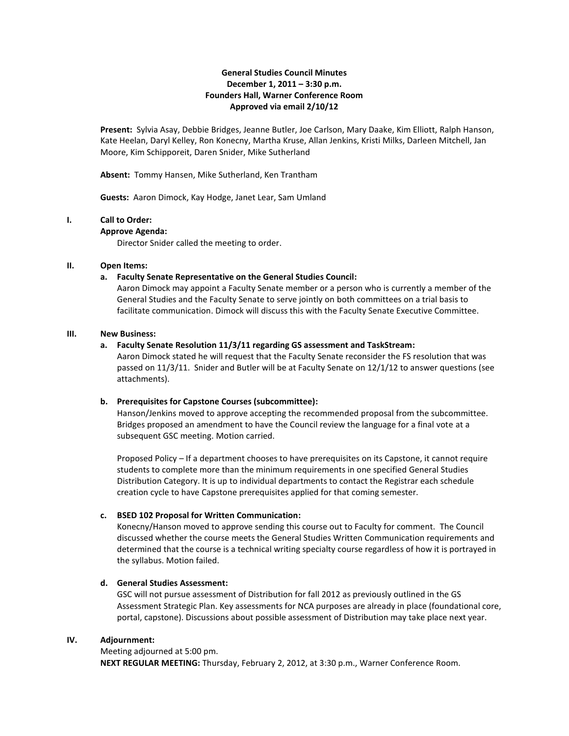**General Studies Council Minutes**
**December 1, 2011 – 3:30 p.m.**
**Founders Hall, Warner Conference Room**
**Approved via email 2/10/12**

**Present:** Sylvia Asay, Debbie Bridges, Jeanne Butler, Joe Carlson, Mary Daake, Kim Elliott, Ralph Hanson, Kate Heelan, Daryl Kelley, Ron Konecny, Martha Kruse, Allan Jenkins, Kristi Milks, Darleen Mitchell, Jan Moore, Kim Schipporeit, Daren Snider, Mike Sutherland

**Absent:** Tommy Hansen, Mike Sutherland, Ken Trantham

**Guests:** Aaron Dimock, Kay Hodge, Janet Lear, Sam Umland

## I. Call to Order:

**Approve Agenda:**

Director Snider called the meeting to order.

## II. Open Items:

### a. Faculty Senate Representative on the General Studies Council:

Aaron Dimock may appoint a Faculty Senate member or a person who is currently a member of the General Studies and the Faculty Senate to serve jointly on both committees on a trial basis to facilitate communication. Dimock will discuss this with the Faculty Senate Executive Committee.

## III. New Business:

### a. Faculty Senate Resolution 11/3/11 regarding GS assessment and TaskStream:

Aaron Dimock stated he will request that the Faculty Senate reconsider the FS resolution that was passed on 11/3/11. Snider and Butler will be at Faculty Senate on 12/1/12 to answer questions (see attachments).

### b. Prerequisites for Capstone Courses (subcommittee):

Hanson/Jenkins moved to approve accepting the recommended proposal from the subcommittee. Bridges proposed an amendment to have the Council review the language for a final vote at a subsequent GSC meeting. Motion carried.

Proposed Policy – If a department chooses to have prerequisites on its Capstone, it cannot require students to complete more than the minimum requirements in one specified General Studies Distribution Category. It is up to individual departments to contact the Registrar each schedule creation cycle to have Capstone prerequisites applied for that coming semester.

### c. BSED 102 Proposal for Written Communication:

Konecny/Hanson moved to approve sending this course out to Faculty for comment. The Council discussed whether the course meets the General Studies Written Communication requirements and determined that the course is a technical writing specialty course regardless of how it is portrayed in the syllabus. Motion failed.

### d. General Studies Assessment:

GSC will not pursue assessment of Distribution for fall 2012 as previously outlined in the GS Assessment Strategic Plan. Key assessments for NCA purposes are already in place (foundational core, portal, capstone). Discussions about possible assessment of Distribution may take place next year.

## IV. Adjournment:

Meeting adjourned at 5:00 pm.

**NEXT REGULAR MEETING:** Thursday, February 2, 2012, at 3:30 p.m., Warner Conference Room.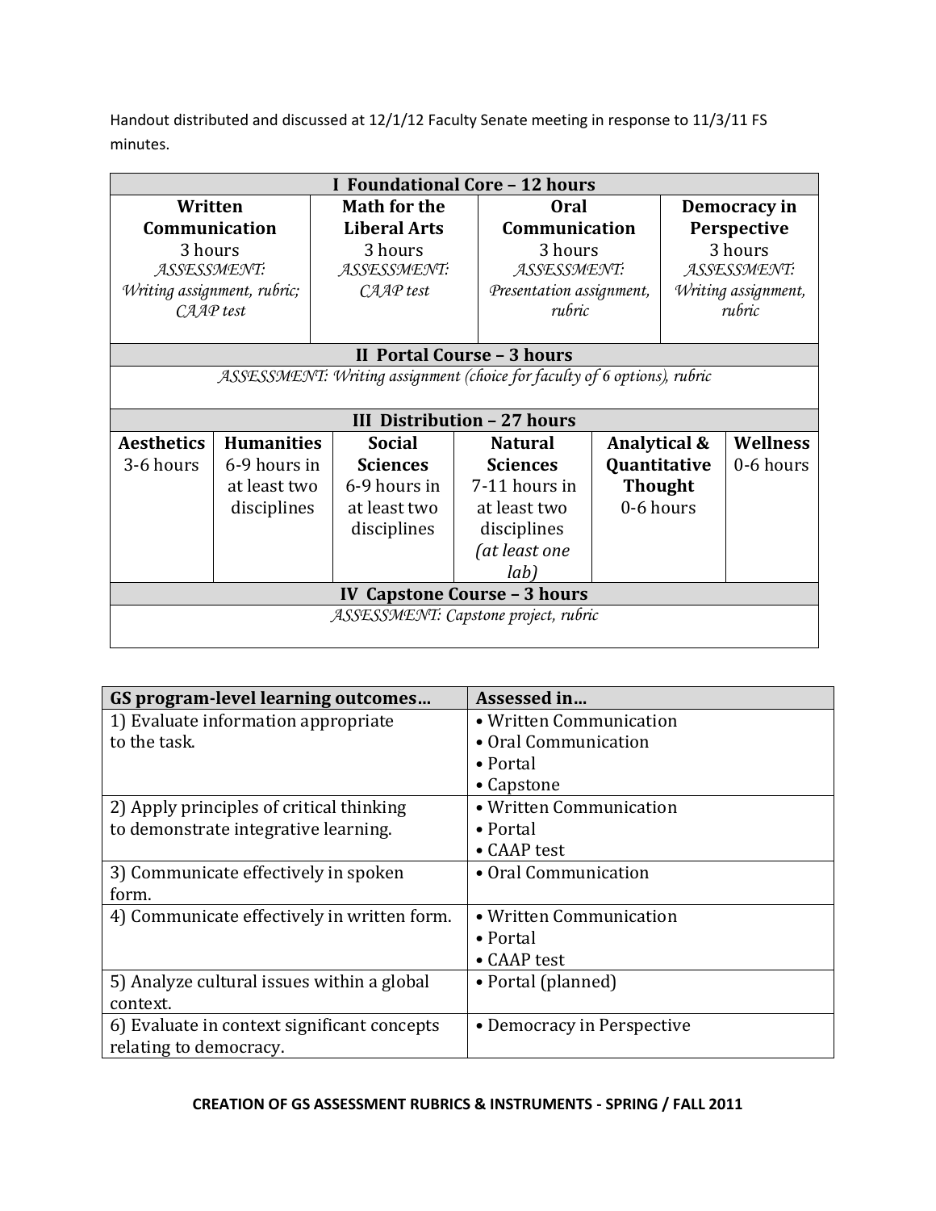Handout distributed and discussed at 12/1/12 Faculty Senate meeting in response to 11/3/11 FS minutes.

| **I Foundational Core – 12 hours** | | | |
|---|---|---|---|
| **Written Communication**<br>3 hours<br>*ASSESSMENT:*<br>*Writing assignment, rubric; CAAP test* | **Math for the Liberal Arts**<br>3 hours<br>*ASSESSMENT:*<br>*CAAP test* | **Oral Communication**<br>3 hours<br>*ASSESSMENT:*<br>*Presentation assignment, rubric* | **Democracy in Perspective**<br>3 hours<br>*ASSESSMENT:*<br>*Writing assignment, rubric* |

| **II Portal Course – 3 hours** |
|---|
| *ASSESSMENT: Writing assignment (choice for faculty of 6 options), rubric* |

| **III Distribution – 27 hours** | | | | | |
|---|---|---|---|---|---|
| **Aesthetics**<br>3-6 hours | **Humanities**<br>6-9 hours in at least two disciplines | **Social Sciences**<br>6-9 hours in at least two disciplines | **Natural Sciences**<br>7-11 hours in at least two disciplines<br>*(at least one lab)* | **Analytical & Quantitative Thought**<br>0-6 hours | **Wellness**<br>0-6 hours |

| **IV Capstone Course – 3 hours** |
|---|
| *ASSESSMENT: Capstone project, rubric* |

| **GS program-level learning outcomes…** | **Assessed in…** |
|---|---|
| 1) Evaluate information appropriate to the task. | • Written Communication<br>• Oral Communication<br>• Portal<br>• Capstone |
| 2) Apply principles of critical thinking to demonstrate integrative learning. | • Written Communication<br>• Portal<br>• CAAP test |
| 3) Communicate effectively in spoken form. | • Oral Communication |
| 4) Communicate effectively in written form. | • Written Communication<br>• Portal<br>• CAAP test |
| 5) Analyze cultural issues within a global context. | • Portal (planned) |
| 6) Evaluate in context significant concepts relating to democracy. | • Democracy in Perspective |

**CREATION OF GS ASSESSMENT RUBRICS & INSTRUMENTS - SPRING / FALL 2011**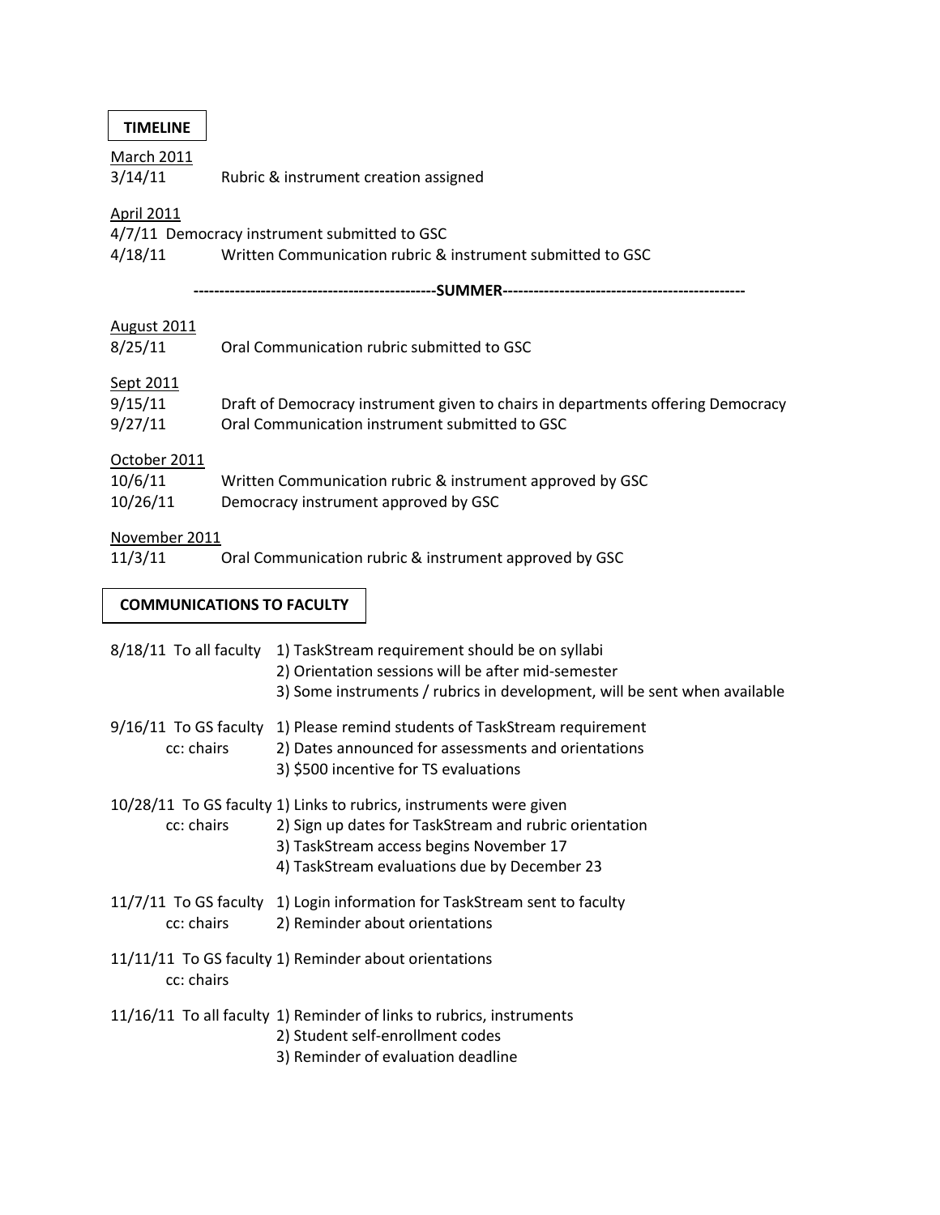## TIMELINE

<u>March 2011</u>

3/14/11 Rubric & instrument creation assigned

<u>April 2011</u>

4/7/11 Democracy instrument submitted to GSC

4/18/11 Written Communication rubric & instrument submitted to GSC

-----------------------------------------------SUMMER-----------------------------------------------

<u>August 2011</u>

8/25/11 Oral Communication rubric submitted to GSC

<u>Sept 2011</u>

9/15/11 Draft of Democracy instrument given to chairs in departments offering Democracy

9/27/11 Oral Communication instrument submitted to GSC

<u>October 2011</u>

10/6/11 Written Communication rubric & instrument approved by GSC

10/26/11 Democracy instrument approved by GSC

<u>November 2011</u>

11/3/11 Oral Communication rubric & instrument approved by GSC

## COMMUNICATIONS TO FACULTY

8/18/11 To all faculty
1) TaskStream requirement should be on syllabi
2) Orientation sessions will be after mid-semester
3) Some instruments / rubrics in development, will be sent when available

9/16/11 To GS faculty
cc: chairs
1) Please remind students of TaskStream requirement
2) Dates announced for assessments and orientations
3) $500 incentive for TS evaluations

10/28/11 To GS faculty
cc: chairs
1) Links to rubrics, instruments were given
2) Sign up dates for TaskStream and rubric orientation
3) TaskStream access begins November 17
4) TaskStream evaluations due by December 23

11/7/11 To GS faculty
cc: chairs
1) Login information for TaskStream sent to faculty
2) Reminder about orientations

11/11/11 To GS faculty
cc: chairs
1) Reminder about orientations

11/16/11 To all faculty
1) Reminder of links to rubrics, instruments
2) Student self-enrollment codes
3) Reminder of evaluation deadline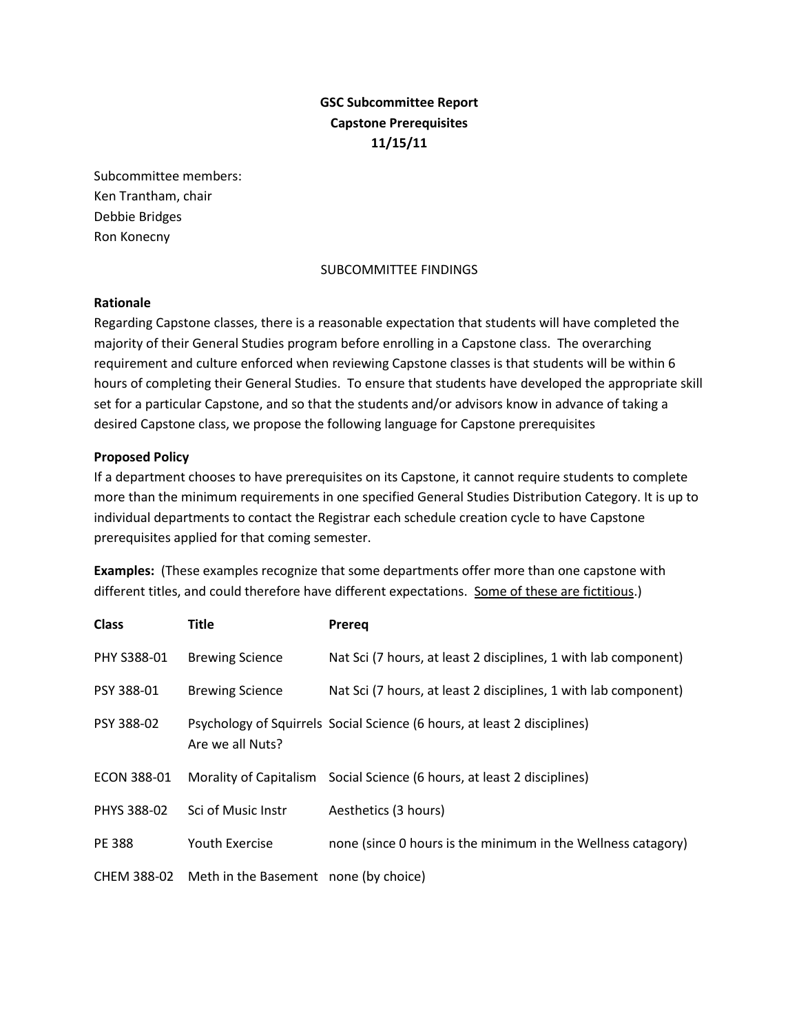**GSC Subcommittee Report**
**Capstone Prerequisites**
**11/15/11**

Subcommittee members:
Ken Trantham, chair
Debbie Bridges
Ron Konecny

SUBCOMMITTEE FINDINGS

**Rationale**

Regarding Capstone classes, there is a reasonable expectation that students will have completed the majority of their General Studies program before enrolling in a Capstone class. The overarching requirement and culture enforced when reviewing Capstone classes is that students will be within 6 hours of completing their General Studies. To ensure that students have developed the appropriate skill set for a particular Capstone, and so that the students and/or advisors know in advance of taking a desired Capstone class, we propose the following language for Capstone prerequisites

**Proposed Policy**

If a department chooses to have prerequisites on its Capstone, it cannot require students to complete more than the minimum requirements in one specified General Studies Distribution Category. It is up to individual departments to contact the Registrar each schedule creation cycle to have Capstone prerequisites applied for that coming semester.

**Examples:** (These examples recognize that some departments offer more than one capstone with different titles, and could therefore have different expectations. <u>Some of these are fictitious</u>.)

| **Class** | **Title** | **Prereq** |
|---|---|---|
| PHY S388-01 | Brewing Science | Nat Sci (7 hours, at least 2 disciplines, 1 with lab component) |
| PSY 388-01 | Brewing Science | Nat Sci (7 hours, at least 2 disciplines, 1 with lab component) |
| PSY 388-02 | Psychology of Squirrels Are we all Nuts? | Social Science (6 hours, at least 2 disciplines) |
| ECON 388-01 | Morality of Capitalism | Social Science (6 hours, at least 2 disciplines) |
| PHYS 388-02 | Sci of Music Instr | Aesthetics (3 hours) |
| PE 388 | Youth Exercise | none (since 0 hours is the minimum in the Wellness catagory) |
| CHEM 388-02 | Meth in the Basement | none (by choice) |